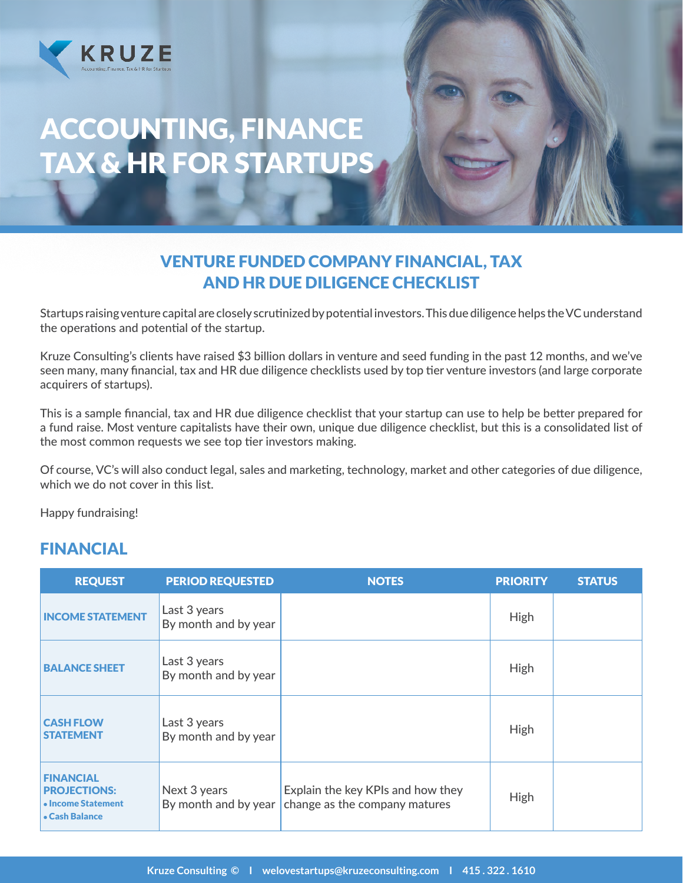KRUZE

Accounting, Finance, Tax & HR for Startups

# ACCOUNTING, FINANCE TAX & HR FOR STARTUPS

## VENTURE FUNDED COMPANY FINANCIAL, TAX AND HR DUE DILIGENCE CHECKLIST

Startups raising venture capital are closely scrutinized by potential investors. This due diligence helps the VC understand the operations and potential of the startup.

Kruze Consulting's clients have raised $3 billion dollars in venture and seed funding in the past 12 months, and we've seen many, many financial, tax and HR due diligence checklists used by top tier venture investors (and large corporate acquirers of startups).

This is a sample financial, tax and HR due diligence checklist that your startup can use to help be better prepared for a fund raise. Most venture capitalists have their own, unique due diligence checklist, but this is a consolidated list of the most common requests we see top tier investors making.

Of course, VC's will also conduct legal, sales and marketing, technology, market and other categories of due diligence, which we do not cover in this list.

Happy fundraising!

## FINANCIAL

| REQUEST | PERIOD REQUESTED | NOTES | PRIORITY | STATUS |
|---|---|---|---|---|
| **INCOME STATEMENT** | Last 3 years<br>By month and by year | | High | |
| **BALANCE SHEET** | Last 3 years<br>By month and by year | | High | |
| **CASH FLOW STATEMENT** | Last 3 years<br>By month and by year | | High | |
| **FINANCIAL PROJECTIONS:**<br>• Income Statement<br>• Cash Balance | Next 3 years<br>By month and by year | Explain the key KPIs and how they change as the company matures | High | |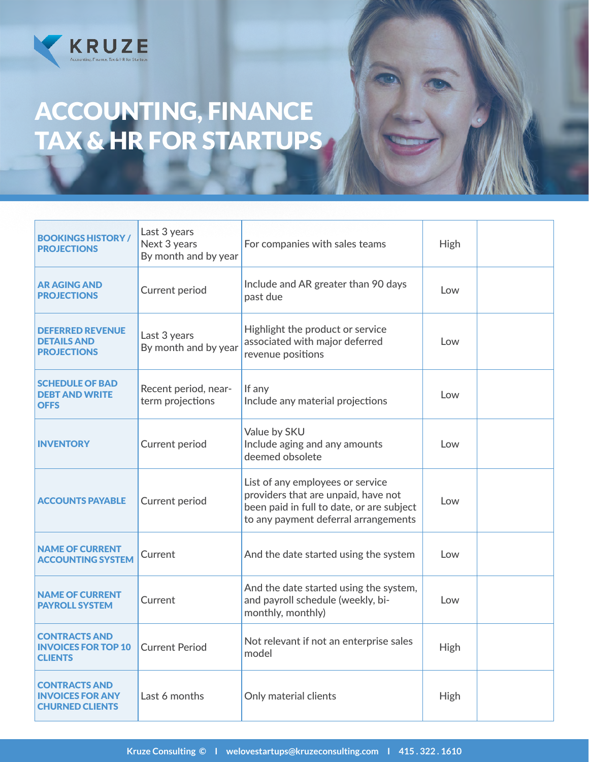# ACCOUNTING, FINANCE TAX & HR FOR STARTUPS

| | | | | |
|---|---|---|---|---|
| **BOOKINGS HISTORY / PROJECTIONS** | Last 3 years<br>Next 3 years<br>By month and by year | For companies with sales teams | High | |
| **AR AGING AND PROJECTIONS** | Current period | Include and AR greater than 90 days past due | Low | |
| **DEFERRED REVENUE DETAILS AND PROJECTIONS** | Last 3 years<br>By month and by year | Highlight the product or service associated with major deferred revenue positions | Low | |
| **SCHEDULE OF BAD DEBT AND WRITE OFFS** | Recent period, near-term projections | If any<br>Include any material projections | Low | |
| **INVENTORY** | Current period | Value by SKU<br>Include aging and any amounts deemed obsolete | Low | |
| **ACCOUNTS PAYABLE** | Current period | List of any employees or service providers that are unpaid, have not been paid in full to date, or are subject to any payment deferral arrangements | Low | |
| **NAME OF CURRENT ACCOUNTING SYSTEM** | Current | And the date started using the system | Low | |
| **NAME OF CURRENT PAYROLL SYSTEM** | Current | And the date started using the system, and payroll schedule (weekly, bi-monthly, monthly) | Low | |
| **CONTRACTS AND INVOICES FOR TOP 10 CLIENTS** | Current Period | Not relevant if not an enterprise sales model | High | |
| **CONTRACTS AND INVOICES FOR ANY CHURNED CLIENTS** | Last 6 months | Only material clients | High | |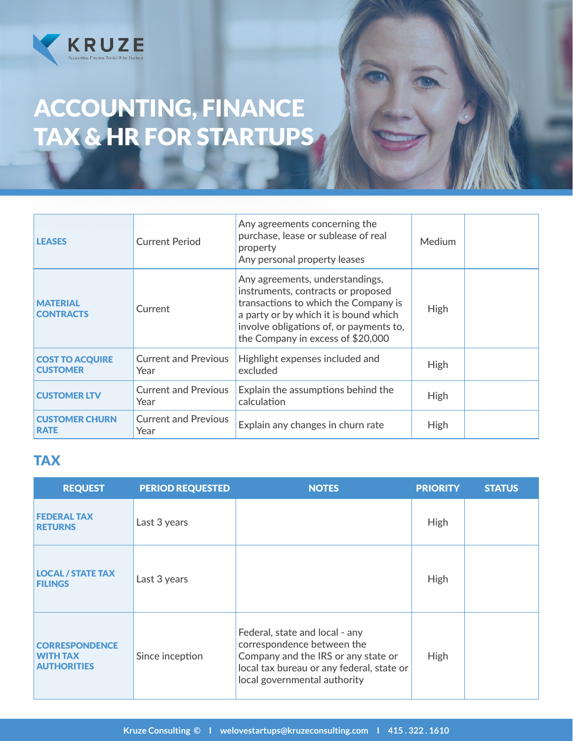ACCOUNTING, FINANCE TAX & HR FOR STARTUPS

| | | | | |
|---|---|---|---|---|
| **LEASES** | Current Period | Any agreements concerning the purchase, lease or sublease of real property<br>Any personal property leases | Medium | |
| **MATERIAL CONTRACTS** | Current | Any agreements, understandings, instruments, contracts or proposed transactions to which the Company is a party or by which it is bound which involve obligations of, or payments to, the Company in excess of $20,000 | High | |
| **COST TO ACQUIRE CUSTOMER** | Current and Previous Year | Highlight expenses included and excluded | High | |
| **CUSTOMER LTV** | Current and Previous Year | Explain the assumptions behind the calculation | High | |
| **CUSTOMER CHURN RATE** | Current and Previous Year | Explain any changes in churn rate | High | |

## TAX

| REQUEST | PERIOD REQUESTED | NOTES | PRIORITY | STATUS |
|---|---|---|---|---|
| **FEDERAL TAX RETURNS** | Last 3 years | | High | |
| **LOCAL / STATE TAX FILINGS** | Last 3 years | | High | |
| **CORRESPONDENCE WITH TAX AUTHORITIES** | Since inception | Federal, state and local - any correspondence between the Company and the IRS or any state or local tax bureau or any federal, state or local governmental authority | High | |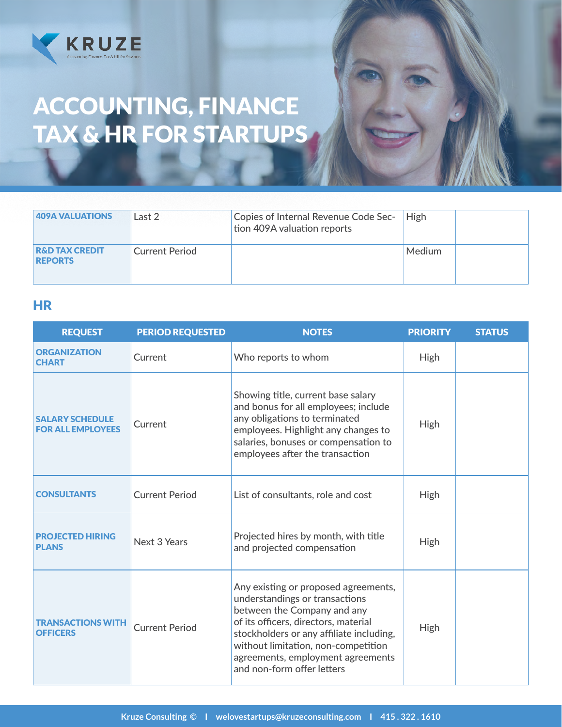# ACCOUNTING, FINANCE TAX & HR FOR STARTUPS

| | | | | |
|---|---|---|---|---|
| **409A VALUATIONS** | Last 2 | Copies of Internal Revenue Code Section 409A valuation reports | High | |
| **R&D TAX CREDIT REPORTS** | Current Period | | Medium | |

## HR

| REQUEST | PERIOD REQUESTED | NOTES | PRIORITY | STATUS |
|---|---|---|---|---|
| **ORGANIZATION CHART** | Current | Who reports to whom | High | |
| **SALARY SCHEDULE FOR ALL EMPLOYEES** | Current | Showing title, current base salary and bonus for all employees; include any obligations to terminated employees. Highlight any changes to salaries, bonuses or compensation to employees after the transaction | High | |
| **CONSULTANTS** | Current Period | List of consultants, role and cost | High | |
| **PROJECTED HIRING PLANS** | Next 3 Years | Projected hires by month, with title and projected compensation | High | |
| **TRANSACTIONS WITH OFFICERS** | Current Period | Any existing or proposed agreements, understandings or transactions between the Company and any of its officers, directors, material stockholders or any affiliate including, without limitation, non-competition agreements, employment agreements and non-form offer letters | High | |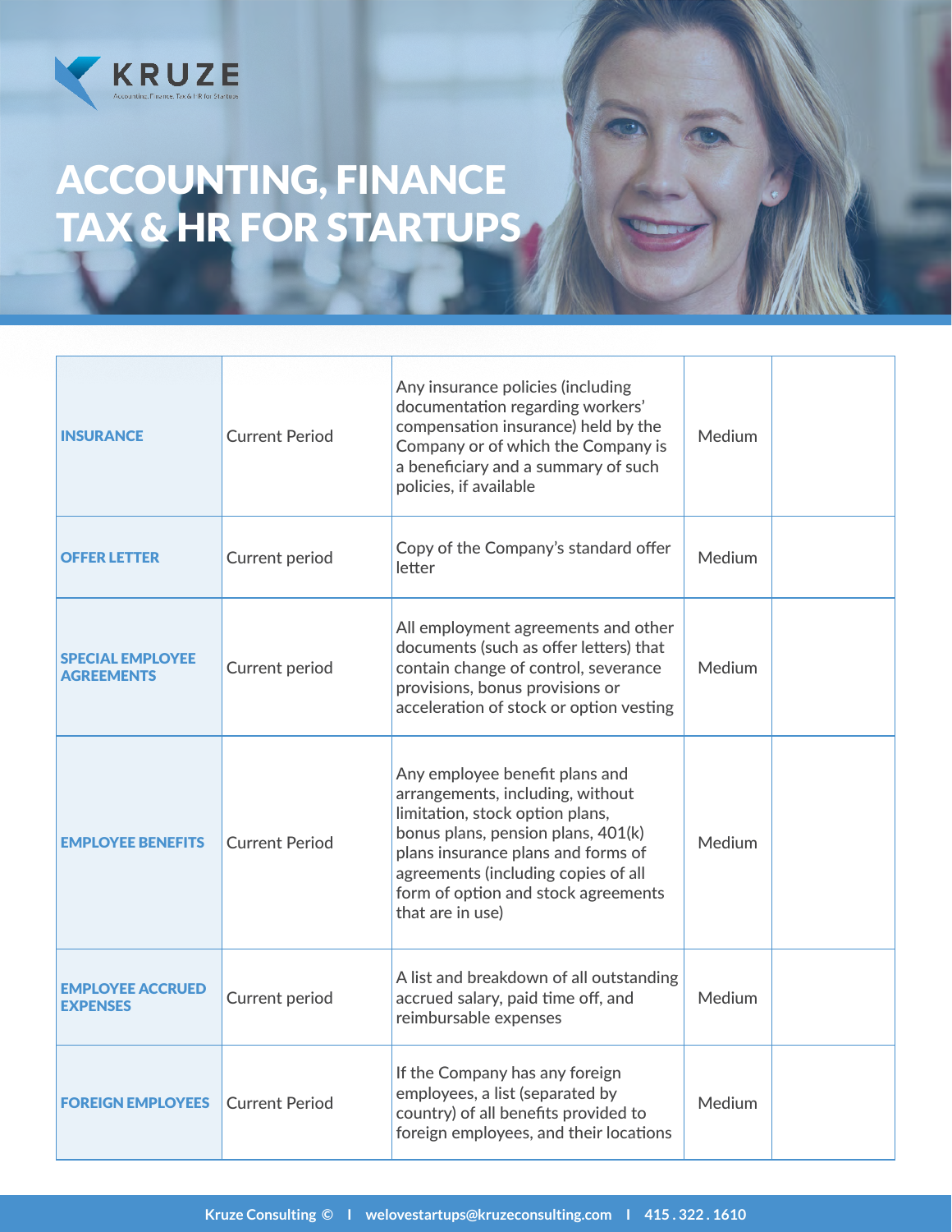# ACCOUNTING, FINANCE TAX & HR FOR STARTUPS

| | | | | |
|---|---|---|---|---|
| **INSURANCE** | Current Period | Any insurance policies (including documentation regarding workers' compensation insurance) held by the Company or of which the Company is a beneficiary and a summary of such policies, if available | Medium | |
| **OFFER LETTER** | Current period | Copy of the Company's standard offer letter | Medium | |
| **SPECIAL EMPLOYEE AGREEMENTS** | Current period | All employment agreements and other documents (such as offer letters) that contain change of control, severance provisions, bonus provisions or acceleration of stock or option vesting | Medium | |
| **EMPLOYEE BENEFITS** | Current Period | Any employee benefit plans and arrangements, including, without limitation, stock option plans, bonus plans, pension plans, 401(k) plans insurance plans and forms of agreements (including copies of all form of option and stock agreements that are in use) | Medium | |
| **EMPLOYEE ACCRUED EXPENSES** | Current period | A list and breakdown of all outstanding accrued salary, paid time off, and reimbursable expenses | Medium | |
| **FOREIGN EMPLOYEES** | Current Period | If the Company has any foreign employees, a list (separated by country) of all benefits provided to foreign employees, and their locations | Medium | |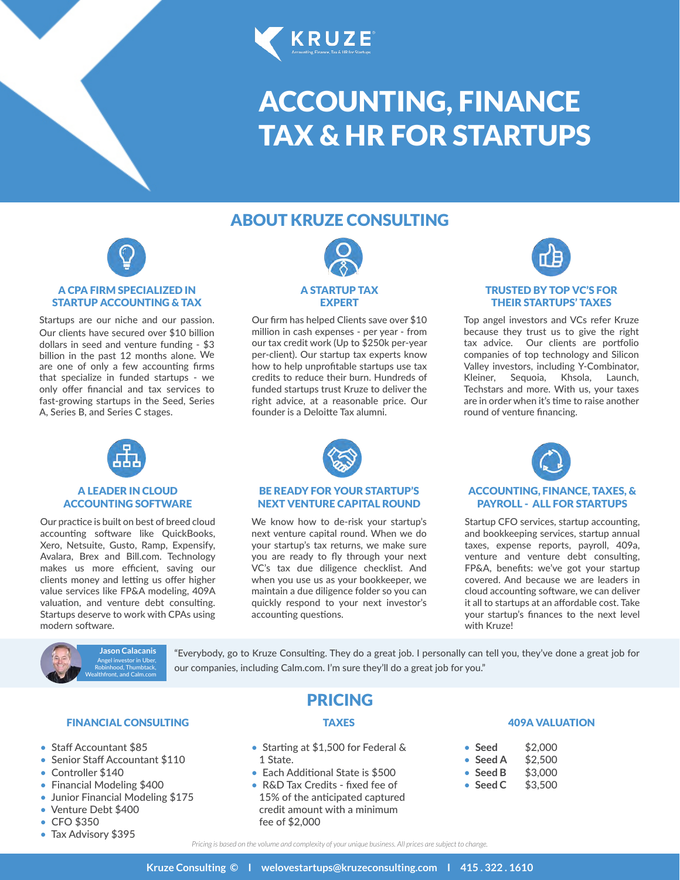KRUZE

Accounting, Finance, Tax & HR for Startups

# ACCOUNTING, FINANCE TAX & HR FOR STARTUPS

## ABOUT KRUZE CONSULTING

### A CPA FIRM SPECIALIZED IN STARTUP ACCOUNTING & TAX

Startups are our niche and our passion. Our clients have secured over $10 billion dollars in seed and venture funding - $3 billion in the past 12 months alone. We are one of only a few accounting firms that specialize in funded startups - we only offer financial and tax services to fast-growing startups in the Seed, Series A, Series B, and Series C stages.

### A STARTUP TAX EXPERT

Our firm has helped Clients save over $10 million in cash expenses - per year - from our tax credit work (Up to $250k per-year per-client). Our startup tax experts know how to help unprofitable startups use tax credits to reduce their burn. Hundreds of funded startups trust Kruze to deliver the right advice, at a reasonable price. Our founder is a Deloitte Tax alumni.

### TRUSTED BY TOP VC'S FOR THEIR STARTUPS' TAXES

Top angel investors and VCs refer Kruze because they trust us to give the right tax advice. Our clients are portfolio companies of top technology and Silicon Valley investors, including Y-Combinator, Kleiner, Sequoia, Khsola, Launch, Techstars and more. With us, your taxes are in order when it's time to raise another round of venture financing.

### A LEADER IN CLOUD ACCOUNTING SOFTWARE

Our practice is built on best of breed cloud accounting software like QuickBooks, Xero, Netsuite, Gusto, Ramp, Expensify, Avalara, Brex and Bill.com. Technology makes us more efficient, saving our clients money and letting us offer higher value services like FP&A modeling, 409A valuation, and venture debt consulting. Startups deserve to work with CPAs using modern software.

### BE READY FOR YOUR STARTUP'S NEXT VENTURE CAPITAL ROUND

We know how to de-risk your startup's next venture capital round. When we do your startup's tax returns, we make sure you are ready to fly through your next VC's tax due diligence checklist. And when you use us as your bookkeeper, we maintain a due diligence folder so you can quickly respond to your next investor's accounting questions.

### ACCOUNTING, FINANCE, TAXES, & PAYROLL - ALL FOR STARTUPS

Startup CFO services, startup accounting, and bookkeeping services, startup annual taxes, expense reports, payroll, 409a, venture and venture debt consulting, FP&A, benefits: we've got your startup covered. And because we are leaders in cloud accounting software, we can deliver it all to startups at an affordable cost. Take your startup's finances to the next level with Kruze!

**Jason Calacanis**
Angel investor in Uber, Robinhood, Thumbtack, Wealthfront, and Calm.com

"Everybody, go to Kruze Consulting. They do a great job. I personally can tell you, they've done a great job for our companies, including Calm.com. I'm sure they'll do a great job for you."

## PRICING

### FINANCIAL CONSULTING

- Staff Accountant $85
- Senior Staff Accountant $110
- Controller $140
- Financial Modeling $400
- Junior Financial Modeling $175
- Venture Debt $400
- CFO $350
- Tax Advisory $395

### TAXES

- Starting at $1,500 for Federal & 1 State.
- Each Additional State is $500
- R&D Tax Credits - fixed fee of 15% of the anticipated captured credit amount with a minimum fee of $2,000

### 409A VALUATION

- **Seed** $2,000
- **Seed A** $2,500
- **Seed B** $3,000
- **Seed C** $3,500

*Pricing is based on the volume and complexity of your unique business. All prices are subject to change.*

**Kruze Consulting © | welovestartups@kruzeconsulting.com | 415 . 322 . 1610**